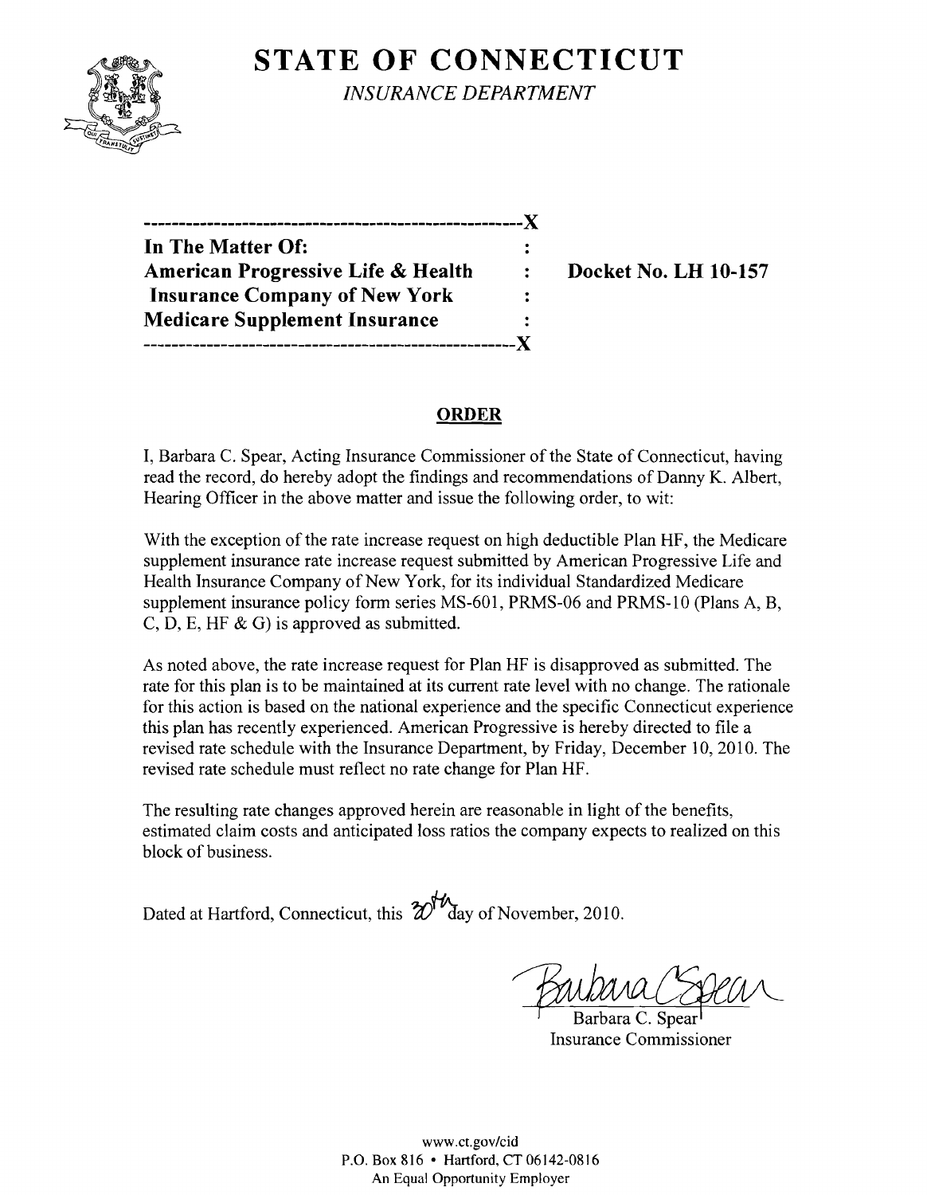# STATE OF CONNECTICUT

*INSURANCE DEPARTMENT*

------------------------------------------------------X

**In The Matter Of:** :
**American Progressive Life & Health** : **Docket No. LH 10-157**
**Insurance Company of New York** :
**Medicare Supplement Insurance** :

------------------------------------------------------X

## ORDER

I, Barbara C. Spear, Acting Insurance Commissioner of the State of Connecticut, having read the record, do hereby adopt the findings and recommendations of Danny K. Albert, Hearing Officer in the above matter and issue the following order, to wit:

With the exception of the rate increase request on high deductible Plan HF, the Medicare supplement insurance rate increase request submitted by American Progressive Life and Health Insurance Company of New York, for its individual Standardized Medicare supplement insurance policy form series MS-601, PRMS-06 and PRMS-10 (Plans A, B, C, D, E, HF & G) is approved as submitted.

As noted above, the rate increase request for Plan HF is disapproved as submitted. The rate for this plan is to be maintained at its current rate level with no change. The rationale for this action is based on the national experience and the specific Connecticut experience this plan has recently experienced. American Progressive is hereby directed to file a revised rate schedule with the Insurance Department, by Friday, December 10, 2010. The revised rate schedule must reflect no rate change for Plan HF.

The resulting rate changes approved herein are reasonable in light of the benefits, estimated claim costs and anticipated loss ratios the company expects to realized on this block of business.

Dated at Hartford, Connecticut, this 30th day of November, 2010.

Barbara C. Spear
Insurance Commissioner

www.ct.gov/cid
P.O. Box 816 • Hartford, CT 06142-0816
An Equal Opportunity Employer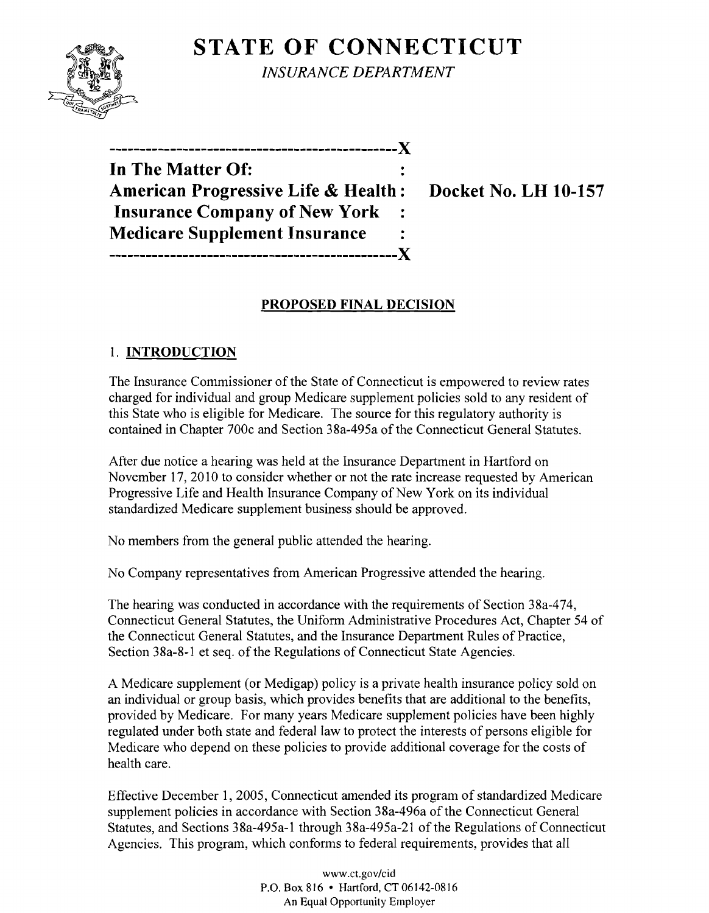**STATE OF CONNECTICUT**

*INSURANCE DEPARTMENT*

```
----------------------------------------------X
In The Matter Of:                             :
American Progressive Life & Health:    Docket No. LH 10-157
Insurance Company of New York       :
Medicare Supplement Insurance       :
----------------------------------------------X
```

## PROPOSED FINAL DECISION

### 1. INTRODUCTION

The Insurance Commissioner of the State of Connecticut is empowered to review rates charged for individual and group Medicare supplement policies sold to any resident of this State who is eligible for Medicare. The source for this regulatory authority is contained in Chapter 700c and Section 38a-495a of the Connecticut General Statutes.

After due notice a hearing was held at the Insurance Department in Hartford on November 17, 2010 to consider whether or not the rate increase requested by American Progressive Life and Health Insurance Company of New York on its individual standardized Medicare supplement business should be approved.

No members from the general public attended the hearing.

No Company representatives from American Progressive attended the hearing.

The hearing was conducted in accordance with the requirements of Section 38a-474, Connecticut General Statutes, the Uniform Administrative Procedures Act, Chapter 54 of the Connecticut General Statutes, and the Insurance Department Rules of Practice, Section 38a-8-1 et seq. of the Regulations of Connecticut State Agencies.

A Medicare supplement (or Medigap) policy is a private health insurance policy sold on an individual or group basis, which provides benefits that are additional to the benefits, provided by Medicare. For many years Medicare supplement policies have been highly regulated under both state and federal law to protect the interests of persons eligible for Medicare who depend on these policies to provide additional coverage for the costs of health care.

Effective December 1, 2005, Connecticut amended its program of standardized Medicare supplement policies in accordance with Section 38a-496a of the Connecticut General Statutes, and Sections 38a-495a-1 through 38a-495a-21 of the Regulations of Connecticut Agencies. This program, which conforms to federal requirements, provides that all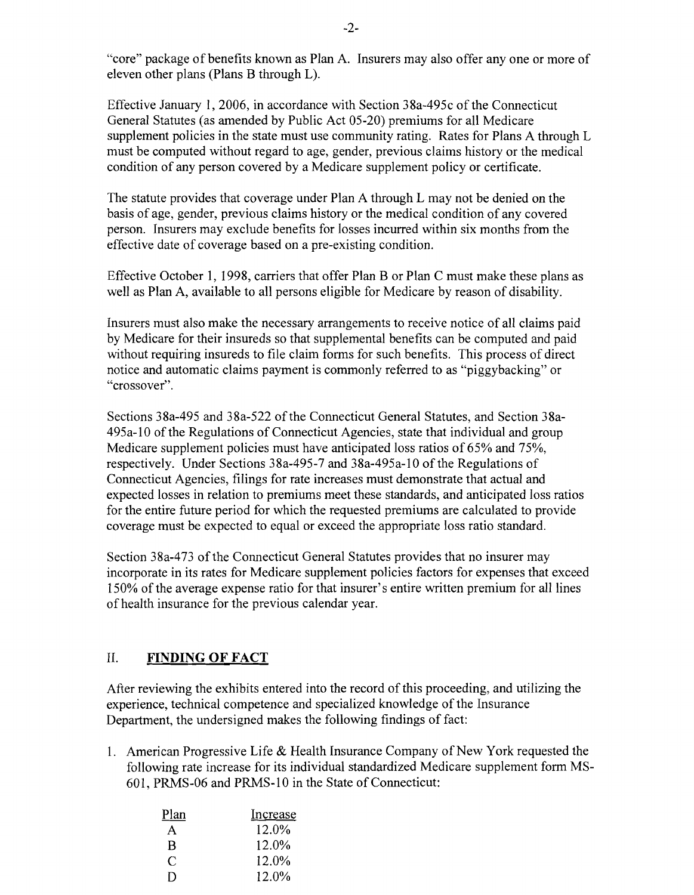"core" package of benefits known as Plan A. Insurers may also offer any one or more of eleven other plans (Plans B through L).

Effective January 1, 2006, in accordance with Section 38a-495c of the Connecticut General Statutes (as amended by Public Act 05-20) premiums for all Medicare supplement policies in the state must use community rating. Rates for Plans A through L must be computed without regard to age, gender, previous claims history or the medical condition of any person covered by a Medicare supplement policy or certificate.

The statute provides that coverage under Plan A through L may not be denied on the basis of age, gender, previous claims history or the medical condition of any covered person. Insurers may exclude benefits for losses incurred within six months from the effective date of coverage based on a pre-existing condition.

Effective October 1, 1998, carriers that offer Plan B or Plan C must make these plans as well as Plan A, available to all persons eligible for Medicare by reason of disability.

Insurers must also make the necessary arrangements to receive notice of all claims paid by Medicare for their insureds so that supplemental benefits can be computed and paid without requiring insureds to file claim forms for such benefits. This process of direct notice and automatic claims payment is commonly referred to as "piggybacking" or "crossover".

Sections 38a-495 and 38a-522 of the Connecticut General Statutes, and Section 38a-495a-10 of the Regulations of Connecticut Agencies, state that individual and group Medicare supplement policies must have anticipated loss ratios of 65% and 75%, respectively. Under Sections 38a-495-7 and 38a-495a-10 of the Regulations of Connecticut Agencies, filings for rate increases must demonstrate that actual and expected losses in relation to premiums meet these standards, and anticipated loss ratios for the entire future period for which the requested premiums are calculated to provide coverage must be expected to equal or exceed the appropriate loss ratio standard.

Section 38a-473 of the Connecticut General Statutes provides that no insurer may incorporate in its rates for Medicare supplement policies factors for expenses that exceed 150% of the average expense ratio for that insurer's entire written premium for all lines of health insurance for the previous calendar year.

## II. FINDING OF FACT

After reviewing the exhibits entered into the record of this proceeding, and utilizing the experience, technical competence and specialized knowledge of the Insurance Department, the undersigned makes the following findings of fact:

1. American Progressive Life & Health Insurance Company of New York requested the following rate increase for its individual standardized Medicare supplement form MS-601, PRMS-06 and PRMS-10 in the State of Connecticut:

| Plan | Increase |
|---|---|
| A | 12.0% |
| B | 12.0% |
| C | 12.0% |
| D | 12.0% |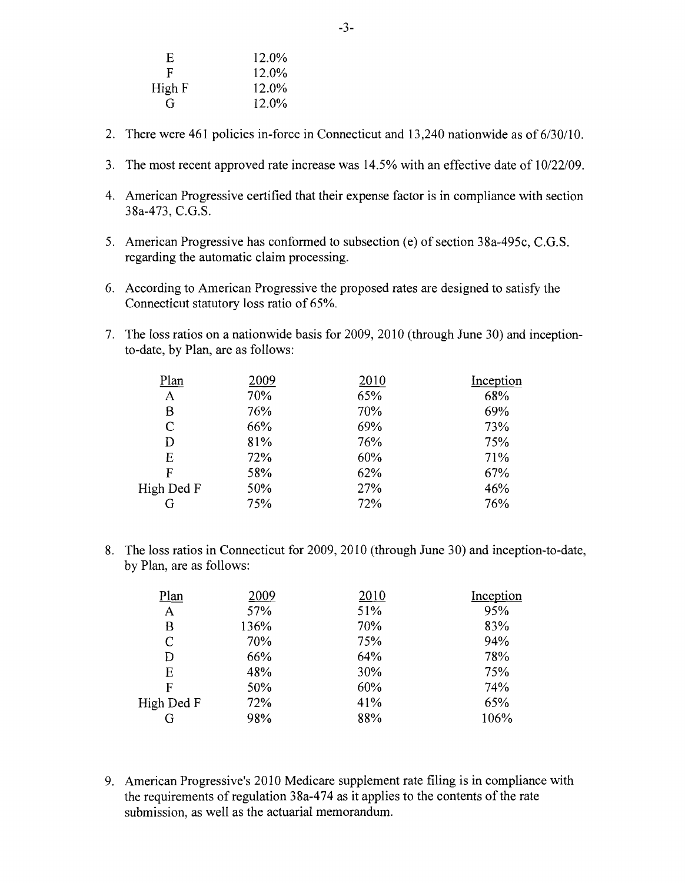| | |
|---|---|
| E | 12.0% |
| F | 12.0% |
| High F | 12.0% |
| G | 12.0% |

2. There were 461 policies in-force in Connecticut and 13,240 nationwide as of 6/30/10.

3. The most recent approved rate increase was 14.5% with an effective date of 10/22/09.

4. American Progressive certified that their expense factor is in compliance with section 38a-473, C.G.S.

5. American Progressive has conformed to subsection (e) of section 38a-495c, C.G.S. regarding the automatic claim processing.

6. According to American Progressive the proposed rates are designed to satisfy the Connecticut statutory loss ratio of 65%.

7. The loss ratios on a nationwide basis for 2009, 2010 (through June 30) and inception-to-date, by Plan, are as follows:

| Plan | 2009 | 2010 | Inception |
|---|---|---|---|
| A | 70% | 65% | 68% |
| B | 76% | 70% | 69% |
| C | 66% | 69% | 73% |
| D | 81% | 76% | 75% |
| E | 72% | 60% | 71% |
| F | 58% | 62% | 67% |
| High Ded F | 50% | 27% | 46% |
| G | 75% | 72% | 76% |

8. The loss ratios in Connecticut for 2009, 2010 (through June 30) and inception-to-date, by Plan, are as follows:

| Plan | 2009 | 2010 | Inception |
|---|---|---|---|
| A | 57% | 51% | 95% |
| B | 136% | 70% | 83% |
| C | 70% | 75% | 94% |
| D | 66% | 64% | 78% |
| E | 48% | 30% | 75% |
| F | 50% | 60% | 74% |
| High Ded F | 72% | 41% | 65% |
| G | 98% | 88% | 106% |

9. American Progressive's 2010 Medicare supplement rate filing is in compliance with the requirements of regulation 38a-474 as it applies to the contents of the rate submission, as well as the actuarial memorandum.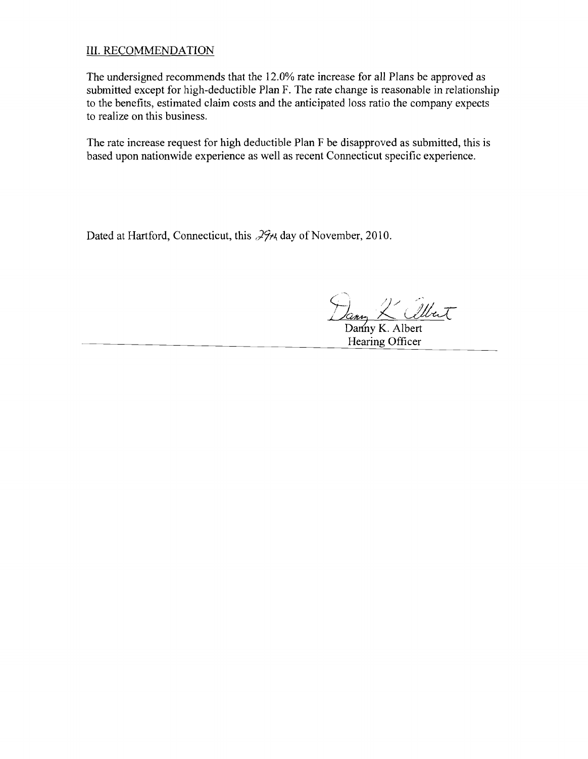## III. RECOMMENDATION

The undersigned recommends that the 12.0% rate increase for all Plans be approved as submitted except for high-deductible Plan F. The rate change is reasonable in relationship to the benefits, estimated claim costs and the anticipated loss ratio the company expects to realize on this business.

The rate increase request for high deductible Plan F be disapproved as submitted, this is based upon nationwide experience as well as recent Connecticut specific experience.

Dated at Hartford, Connecticut, this 29th day of November, 2010.

Danny K. Albert
Hearing Officer